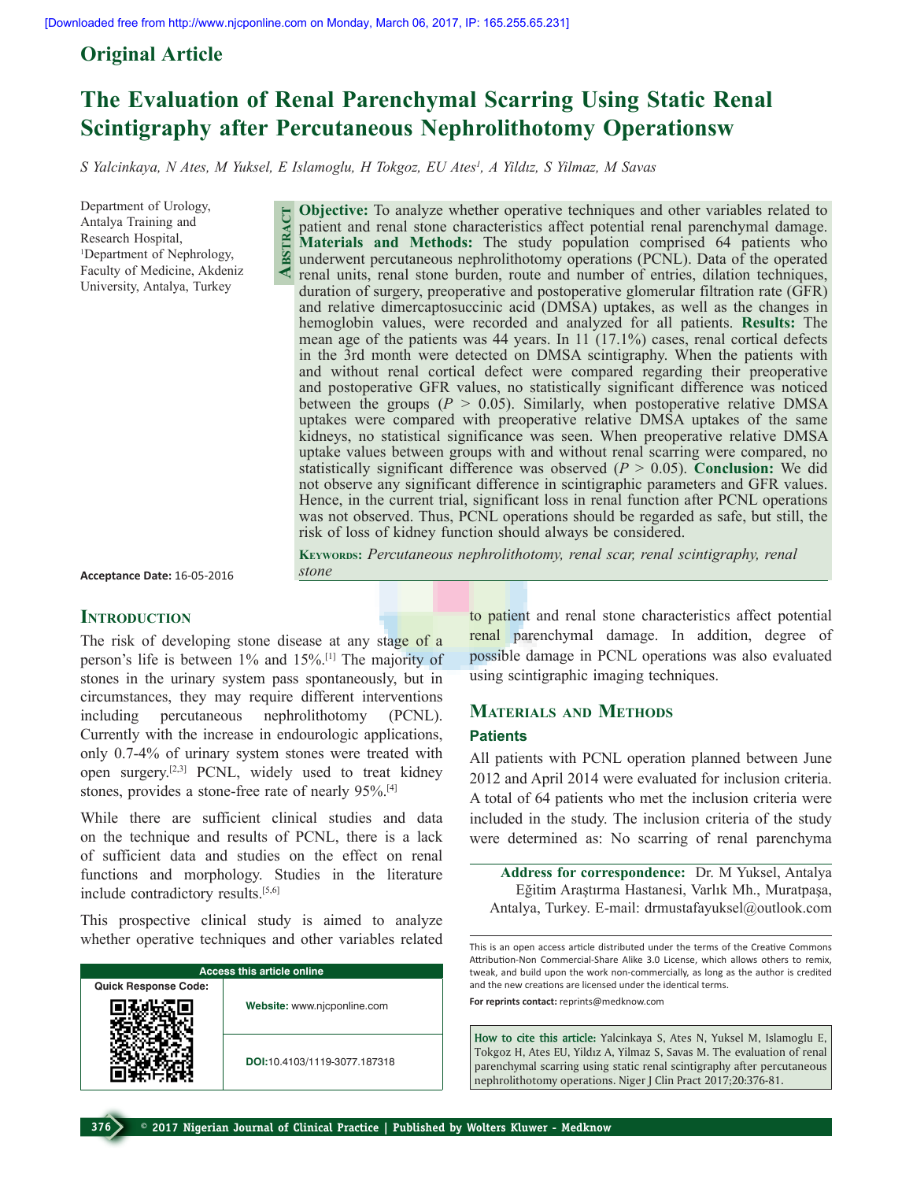Original Article

# The Evaluation of Renal Parenchymal Scarring Using Static Renal Scintigraphy after Percutaneous Nephrolithotomy Operationsw

*S Yalcinkaya, N Ates, M Yuksel, E Islamoglu, H Tokgoz, EU Ates[1], A Yildız, S Yilmaz, M Savas*

Department of Urology, Antalya Training and Research Hospital, [1]Department of Nephrology, Faculty of Medicine, Akdeniz University, Antalya, Turkey

## Abstract

**Objective:** To analyze whether operative techniques and other variables related to patient and renal stone characteristics affect potential renal parenchymal damage. **Materials and Methods:** The study population comprised 64 patients who underwent percutaneous nephrolithotomy operations (PCNL). Data of the operated renal units, renal stone burden, route and number of entries, dilation techniques, duration of surgery, preoperative and postoperative glomerular filtration rate (GFR) and relative dimercaptosuccinic acid (DMSA) uptakes, as well as the changes in hemoglobin values, were recorded and analyzed for all patients. **Results:** The mean age of the patients was 44 years. In 11 (17.1%) cases, renal cortical defects in the 3rd month were detected on DMSA scintigraphy. When the patients with and without renal cortical defect were compared regarding their preoperative and postoperative GFR values, no statistically significant difference was noticed between the groups ($P > 0.05$). Similarly, when postoperative relative DMSA uptakes were compared with preoperative relative DMSA uptakes of the same kidneys, no statistical significance was seen. When preoperative relative DMSA uptake values between groups with and without renal scarring were compared, no statistically significant difference was observed ($P > 0.05$). **Conclusion:** We did not observe any significant difference in scintigraphic parameters and GFR values. Hence, in the current trial, significant loss in renal function after PCNL operations was not observed. Thus, PCNL operations should be regarded as safe, but still, the risk of loss of kidney function should always be considered.

**Keywords:** *Percutaneous nephrolithotomy, renal scar, renal scintigraphy, renal stone*

**Acceptance Date:** 16-05-2016

## Introduction

The risk of developing stone disease at any stage of a person's life is between 1% and 15%.[1] The majority of stones in the urinary system pass spontaneously, but in circumstances, they may require different interventions including percutaneous nephrolithotomy (PCNL). Currently with the increase in endourologic applications, only 0.7-4% of urinary system stones were treated with open surgery.[2,3] PCNL, widely used to treat kidney stones, provides a stone-free rate of nearly 95%.[4]

While there are sufficient clinical studies and data on the technique and results of PCNL, there is a lack of sufficient data and studies on the effect on renal functions and morphology. Studies in the literature include contradictory results.[5,6]

This prospective clinical study is aimed to analyze whether operative techniques and other variables related to patient and renal stone characteristics affect potential renal parenchymal damage. In addition, degree of possible damage in PCNL operations was also evaluated using scintigraphic imaging techniques.

## Materials and Methods

### Patients

All patients with PCNL operation planned between June 2012 and April 2014 were evaluated for inclusion criteria. A total of 64 patients who met the inclusion criteria were included in the study. The inclusion criteria of the study were determined as: No scarring of renal parenchyma

**Address for correspondence:** Dr. M Yuksel, Antalya Eğitim Araştırma Hastanesi, Varlık Mh., Muratpaşa, Antalya, Turkey. E-mail: drmustafayuksel@outlook.com

| Access this article online | |
|---|---|
| Quick Response Code: | Website: www.njcponline.com |
| | DOI:10.4103/1119-3077.187318 |

This is an open access article distributed under the terms of the Creative Commons Attribution-Non Commercial-Share Alike 3.0 License, which allows others to remix, tweak, and build upon the work non-commercially, as long as the author is credited and the new creations are licensed under the identical terms.

**For reprints contact:** reprints@medknow.com

**How to cite this article:** Yalcinkaya S, Ates N, Yuksel M, Islamoglu E, Tokgoz H, Ates EU, Yildız A, Yilmaz S, Savas M. The evaluation of renal parenchymal scarring using static renal scintigraphy after percutaneous nephrolithotomy operations. Niger J Clin Pract 2017;20:376-81.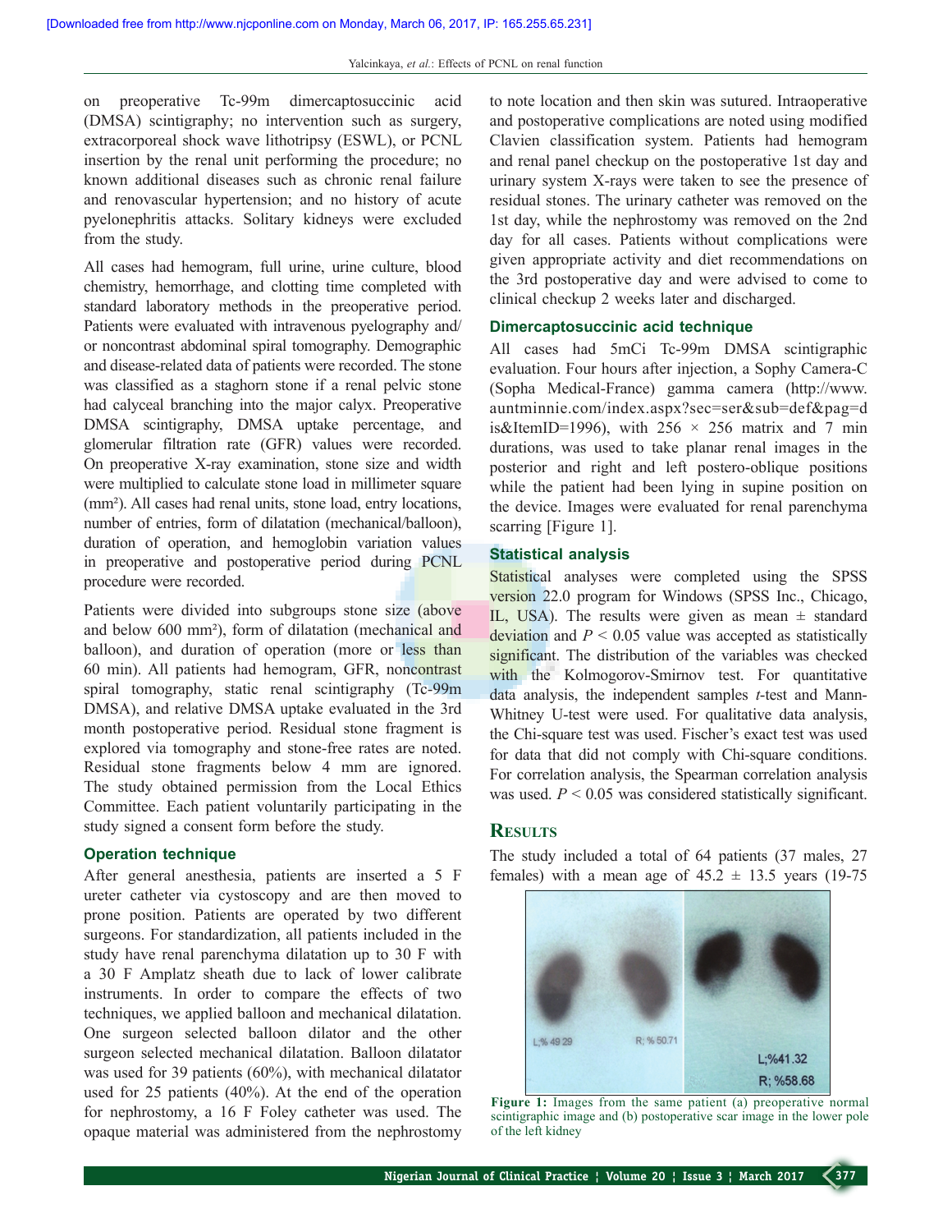on preoperative Tc-99m dimercaptosuccinic acid (DMSA) scintigraphy; no intervention such as surgery, extracorporeal shock wave lithotripsy (ESWL), or PCNL insertion by the renal unit performing the procedure; no known additional diseases such as chronic renal failure and renovascular hypertension; and no history of acute pyelonephritis attacks. Solitary kidneys were excluded from the study.

All cases had hemogram, full urine, urine culture, blood chemistry, hemorrhage, and clotting time completed with standard laboratory methods in the preoperative period. Patients were evaluated with intravenous pyelography and/or noncontrast abdominal spiral tomography. Demographic and disease-related data of patients were recorded. The stone was classified as a staghorn stone if a renal pelvic stone had calyceal branching into the major calyx. Preoperative DMSA scintigraphy, DMSA uptake percentage, and glomerular filtration rate (GFR) values were recorded. On preoperative X-ray examination, stone size and width were multiplied to calculate stone load in millimeter square (mm²). All cases had renal units, stone load, entry locations, number of entries, form of dilatation (mechanical/balloon), duration of operation, and hemoglobin variation values in preoperative and postoperative period during PCNL procedure were recorded.

Patients were divided into subgroups stone size (above and below 600 mm²), form of dilatation (mechanical and balloon), and duration of operation (more or less than 60 min). All patients had hemogram, GFR, noncontrast spiral tomography, static renal scintigraphy (Tc-99m DMSA), and relative DMSA uptake evaluated in the 3rd month postoperative period. Residual stone fragment is explored via tomography and stone-free rates are noted. Residual stone fragments below 4 mm are ignored. The study obtained permission from the Local Ethics Committee. Each patient voluntarily participating in the study signed a consent form before the study.

### Operation technique

After general anesthesia, patients are inserted a 5 F ureter catheter via cystoscopy and are then moved to prone position. Patients are operated by two different surgeons. For standardization, all patients included in the study have renal parenchyma dilatation up to 30 F with a 30 F Amplatz sheath due to lack of lower calibrate instruments. In order to compare the effects of two techniques, we applied balloon and mechanical dilatation. One surgeon selected balloon dilator and the other surgeon selected mechanical dilatation. Balloon dilatator was used for 39 patients (60%), with mechanical dilatator used for 25 patients (40%). At the end of the operation for nephrostomy, a 16 F Foley catheter was used. The opaque material was administered from the nephrostomy to note location and then skin was sutured. Intraoperative and postoperative complications are noted using modified Clavien classification system. Patients had hemogram and renal panel checkup on the postoperative 1st day and urinary system X-rays were taken to see the presence of residual stones. The urinary catheter was removed on the 1st day, while the nephrostomy was removed on the 2nd day for all cases. Patients without complications were given appropriate activity and diet recommendations on the 3rd postoperative day and were advised to come to clinical checkup 2 weeks later and discharged.

### Dimercaptosuccinic acid technique

All cases had 5mCi Tc-99m DMSA scintigraphic evaluation. Four hours after injection, a Sophy Camera-C (Sopha Medical-France) gamma camera (http://www.auntminnie.com/index.aspx?sec=ser&sub=def&pag=dis&ItemID=1996), with 256 × 256 matrix and 7 min durations, was used to take planar renal images in the posterior and right and left postero-oblique positions while the patient had been lying in supine position on the device. Images were evaluated for renal parenchyma scarring [Figure 1].

### Statistical analysis

Statistical analyses were completed using the SPSS version 22.0 program for Windows (SPSS Inc., Chicago, IL, USA). The results were given as mean ± standard deviation and $P < 0.05$ value was accepted as statistically significant. The distribution of the variables was checked with the Kolmogorov-Smirnov test. For quantitative data analysis, the independent samples *t*-test and Mann-Whitney U-test were used. For qualitative data analysis, the Chi-square test was used. Fischer's exact test was used for data that did not comply with Chi-square conditions. For correlation analysis, the Spearman correlation analysis was used. $P < 0.05$ was considered statistically significant.

## Results

The study included a total of 64 patients (37 males, 27 females) with a mean age of 45.2 ± 13.5 years (19-75

**Figure 1:** Images from the same patient (a) preoperative normal scintigraphic image and (b) postoperative scar image in the lower pole of the left kidney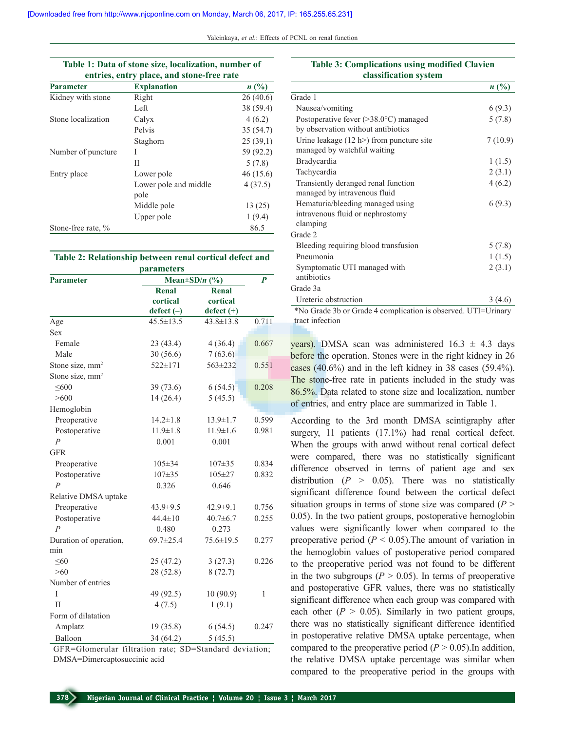**Table 1: Data of stone size, localization, number of entries, entry place, and stone-free rate**

| Parameter | Explanation | *n* (%) |
|---|---|---|
| Kidney with stone | Right | 26 (40.6) |
| | Left | 38 (59.4) |
| Stone localization | Calyx | 4 (6.2) |
| | Pelvis | 35 (54.7) |
| | Staghorn | 25 (39,1) |
| Number of puncture | I | 59 (92.2) |
| | II | 5 (7.8) |
| Entry place | Lower pole | 46 (15.6) |
| | Lower pole and middle pole | 4 (37.5) |
| | Middle pole | 13 (25) |
| | Upper pole | 1 (9.4) |
| Stone-free rate, % | | 86.5 |

**Table 2: Relationship between renal cortical defect and parameters**

| Parameter | Mean±SD/*n* (%) | | *P* |
|---|---|---|---|
| | Renal cortical defect (–) | Renal cortical defect (+) | |
| Age | 45.5±13.5 | 43.8±13.8 | 0.711 |
| Sex | | | |
| Female | 23 (43.4) | 4 (36.4) | 0.667 |
| Male | 30 (56.6) | 7 (63.6) | |
| Stone size, mm$^2$ | 522±171 | 563±232 | 0.551 |
| Stone size, mm$^2$ | | | |
| ≤600 | 39 (73.6) | 6 (54.5) | 0.208 |
| >600 | 14 (26.4) | 5 (45.5) | |
| Hemoglobin | | | |
| Preoperative | 14.2±1.8 | 13.9±1.7 | 0.599 |
| Postoperative | 11.9±1.8 | 11.9±1.6 | 0.981 |
| *P* | 0.001 | 0.001 | |
| GFR | | | |
| Preoperative | 105±34 | 107±35 | 0.834 |
| Postoperative | 107±35 | 105±27 | 0.832 |
| *P* | 0.326 | 0.646 | |
| Relative DMSA uptake | | | |
| Preoperative | 43.9±9.5 | 42.9±9.1 | 0.756 |
| Postoperative | 44.4±10 | 40.7±6.7 | 0.255 |
| *P* | 0.480 | 0.273 | |
| Duration of operation, min | 69.7±25.4 | 75.6±19.5 | 0.277 |
| ≤60 | 25 (47.2) | 3 (27.3) | 0.226 |
| >60 | 28 (52.8) | 8 (72.7) | |
| Number of entries | | | |
| I | 49 (92.5) | 10 (90.9) | 1 |
| II | 4 (7.5) | 1 (9.1) | |
| Form of dilatation | | | |
| Amplatz | 19 (35.8) | 6 (54.5) | 0.247 |
| Balloon | 34 (64.2) | 5 (45.5) | |

GFR=Glomerular filtration rate; SD=Standard deviation; DMSA=Dimercaptosuccinic acid

**Table 3: Complications using modified Clavien classification system**

| | *n* (%) |
|---|---|
| Grade 1 | |
| Nausea/vomiting | 6 (9.3) |
| Postoperative fever (>38.0°C) managed by observation without antibiotics | 5 (7.8) |
| Urine leakage (12 h>) from puncture site managed by watchful waiting | 7 (10.9) |
| Bradycardia | 1 (1.5) |
| Tachycardia | 2 (3.1) |
| Transiently deranged renal function managed by intravenous fluid | 4 (6.2) |
| Hematuria/bleeding managed using intravenous fluid or nephrostomy clamping | 6 (9.3) |
| Grade 2 | |
| Bleeding requiring blood transfusion | 5 (7.8) |
| Pneumonia | 1 (1.5) |
| Symptomatic UTI managed with antibiotics | 2 (3.1) |
| Grade 3a | |
| Ureteric obstruction | 3 (4.6) |

*No Grade 3b or Grade 4 complication is observed. UTI=Urinary tract infection

years). DMSA scan was administered 16.3 ± 4.3 days before the operation. Stones were in the right kidney in 26 cases (40.6%) and in the left kidney in 38 cases (59.4%). The stone-free rate in patients included in the study was 86.5%. Data related to stone size and localization, number of entries, and entry place are summarized in Table 1.

According to the 3rd month DMSA scintigraphy after surgery, 11 patients (17.1%) had renal cortical defect. When the groups with anwd without renal cortical defect were compared, there was no statistically significant difference observed in terms of patient age and sex distribution ($P > 0.05$). There was no statistically significant difference found between the cortical defect situation groups in terms of stone size was compared ($P > 0.05$). In the two patient groups, postoperative hemoglobin values were significantly lower when compared to the preoperative period ($P < 0.05$).The amount of variation in the hemoglobin values of postoperative period compared to the preoperative period was not found to be different in the two subgroups ($P > 0.05$). In terms of preoperative and postoperative GFR values, there was no statistically significant difference when each group was compared with each other ($P > 0.05$). Similarly in two patient groups, there was no statistically significant difference identified in postoperative relative DMSA uptake percentage, when compared to the preoperative period ($P > 0.05$).In addition, the relative DMSA uptake percentage was similar when compared to the preoperative period in the groups with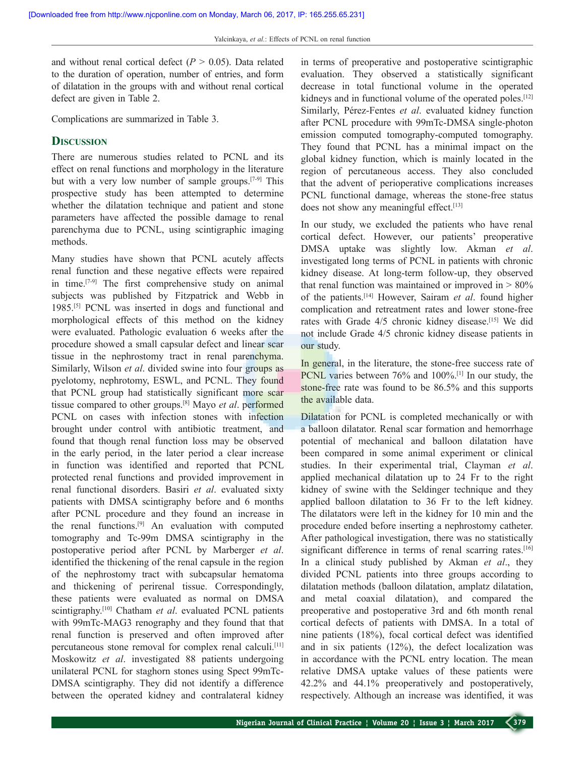and without renal cortical defect ($P > 0.05$). Data related to the duration of operation, number of entries, and form of dilatation in the groups with and without renal cortical defect are given in Table 2.

Complications are summarized in Table 3.

## Discussion

There are numerous studies related to PCNL and its effect on renal functions and morphology in the literature but with a very low number of sample groups.[7-9] This prospective study has been attempted to determine whether the dilatation technique and patient and stone parameters have affected the possible damage to renal parenchyma due to PCNL, using scintigraphic imaging methods.

Many studies have shown that PCNL acutely affects renal function and these negative effects were repaired in time.[7-9] The first comprehensive study on animal subjects was published by Fitzpatrick and Webb in 1985.[5] PCNL was inserted in dogs and functional and morphological effects of this method on the kidney were evaluated. Pathologic evaluation 6 weeks after the procedure showed a small capsular defect and linear scar tissue in the nephrostomy tract in renal parenchyma. Similarly, Wilson *et al*. divided swine into four groups as pyelotomy, nephrotomy, ESWL, and PCNL. They found that PCNL group had statistically significant more scar tissue compared to other groups.[8] Mayo *et al*. performed PCNL on cases with infection stones with infection brought under control with antibiotic treatment, and found that though renal function loss may be observed in the early period, in the later period a clear increase in function was identified and reported that PCNL protected renal functions and provided improvement in renal functional disorders. Basiri *et al*. evaluated sixty patients with DMSA scintigraphy before and 6 months after PCNL procedure and they found an increase in the renal functions.[9] An evaluation with computed tomography and Tc-99m DMSA scintigraphy in the postoperative period after PCNL by Marberger *et al*. identified the thickening of the renal capsule in the region of the nephrostomy tract with subcapsular hematoma and thickening of perirenal tissue. Correspondingly, these patients were evaluated as normal on DMSA scintigraphy.[10] Chatham *et al*. evaluated PCNL patients with 99mTc-MAG3 renography and they found that that renal function is preserved and often improved after percutaneous stone removal for complex renal calculi.[11] Moskowitz *et al*. investigated 88 patients undergoing unilateral PCNL for staghorn stones using Spect 99mTc-DMSA scintigraphy. They did not identify a difference between the operated kidney and contralateral kidney in terms of preoperative and postoperative scintigraphic evaluation. They observed a statistically significant decrease in total functional volume in the operated kidneys and in functional volume of the operated poles.[12] Similarly, Pérez-Fentes *et al*. evaluated kidney function after PCNL procedure with 99mTc-DMSA single-photon emission computed tomography-computed tomography. They found that PCNL has a minimal impact on the global kidney function, which is mainly located in the region of percutaneous access. They also concluded that the advent of perioperative complications increases PCNL functional damage, whereas the stone-free status does not show any meaningful effect.[13]

In our study, we excluded the patients who have renal cortical defect. However, our patients' preoperative DMSA uptake was slightly low. Akman *et al*. investigated long terms of PCNL in patients with chronic kidney disease. At long-term follow-up, they observed that renal function was maintained or improved in > 80% of the patients.[14] However, Sairam *et al*. found higher complication and retreatment rates and lower stone-free rates with Grade 4/5 chronic kidney disease.[15] We did not include Grade 4/5 chronic kidney disease patients in our study.

In general, in the literature, the stone-free success rate of PCNL varies between 76% and 100%.[1] In our study, the stone-free rate was found to be 86.5% and this supports the available data.

Dilatation for PCNL is completed mechanically or with a balloon dilatator. Renal scar formation and hemorrhage potential of mechanical and balloon dilatation have been compared in some animal experiment or clinical studies. In their experimental trial, Clayman *et al*. applied mechanical dilatation up to 24 Fr to the right kidney of swine with the Seldinger technique and they applied balloon dilatation to 36 Fr to the left kidney. The dilatators were left in the kidney for 10 min and the procedure ended before inserting a nephrostomy catheter. After pathological investigation, there was no statistically significant difference in terms of renal scarring rates.[16] In a clinical study published by Akman *et al*., they divided PCNL patients into three groups according to dilatation methods (balloon dilatation, amplatz dilatation, and metal coaxial dilatation), and compared the preoperative and postoperative 3rd and 6th month renal cortical defects of patients with DMSA. In a total of nine patients (18%), focal cortical defect was identified and in six patients (12%), the defect localization was in accordance with the PCNL entry location. The mean relative DMSA uptake values of these patients were 42.2% and 44.1% preoperatively and postoperatively, respectively. Although an increase was identified, it was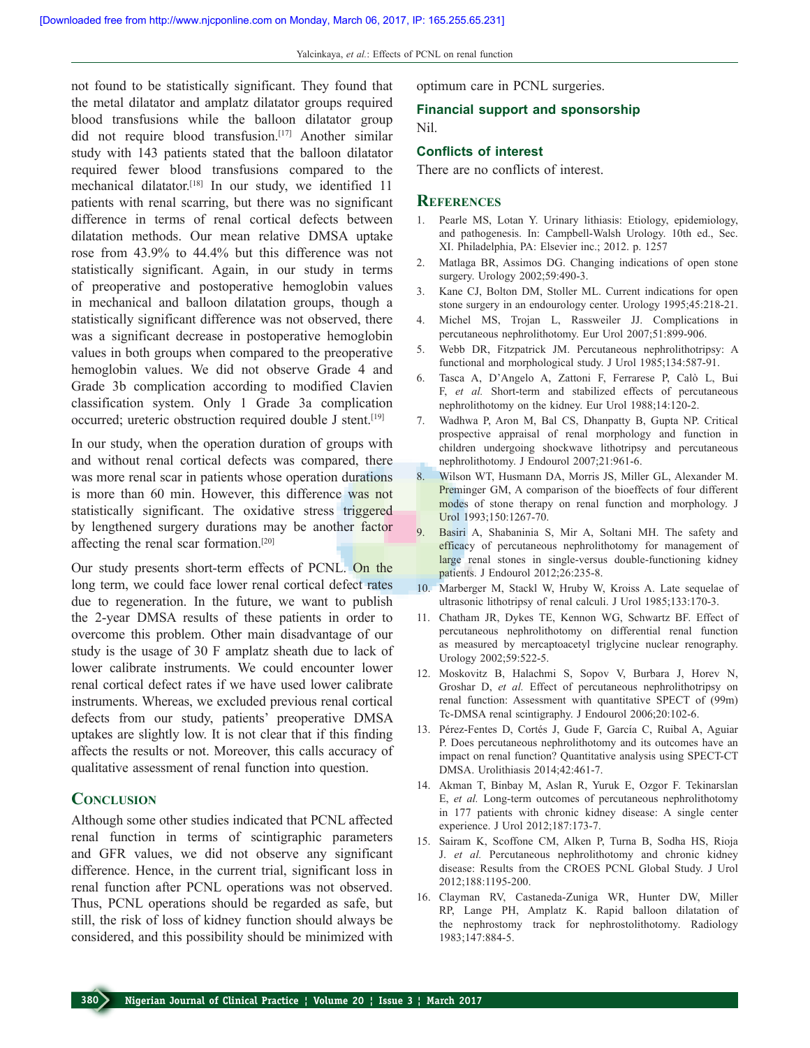not found to be statistically significant. They found that the metal dilatator and amplatz dilatator groups required blood transfusions while the balloon dilatator group did not require blood transfusion.[17] Another similar study with 143 patients stated that the balloon dilatator required fewer blood transfusions compared to the mechanical dilatator.[18] In our study, we identified 11 patients with renal scarring, but there was no significant difference in terms of renal cortical defects between dilatation methods. Our mean relative DMSA uptake rose from 43.9% to 44.4% but this difference was not statistically significant. Again, in our study in terms of preoperative and postoperative hemoglobin values in mechanical and balloon dilatation groups, though a statistically significant difference was not observed, there was a significant decrease in postoperative hemoglobin values in both groups when compared to the preoperative hemoglobin values. We did not observe Grade 4 and Grade 3b complication according to modified Clavien classification system. Only 1 Grade 3a complication occurred; ureteric obstruction required double J stent.[19]

In our study, when the operation duration of groups with and without renal cortical defects was compared, there was more renal scar in patients whose operation durations is more than 60 min. However, this difference was not statistically significant. The oxidative stress triggered by lengthened surgery durations may be another factor affecting the renal scar formation.[20]

Our study presents short-term effects of PCNL. On the long term, we could face lower renal cortical defect rates due to regeneration. In the future, we want to publish the 2-year DMSA results of these patients in order to overcome this problem. Other main disadvantage of our study is the usage of 30 F amplatz sheath due to lack of lower calibrate instruments. We could encounter lower renal cortical defect rates if we have used lower calibrate instruments. Whereas, we excluded previous renal cortical defects from our study, patients' preoperative DMSA uptakes are slightly low. It is not clear that if this finding affects the results or not. Moreover, this calls accuracy of qualitative assessment of renal function into question.

## Conclusion

Although some other studies indicated that PCNL affected renal function in terms of scintigraphic parameters and GFR values, we did not observe any significant difference. Hence, in the current trial, significant loss in renal function after PCNL operations was not observed. Thus, PCNL operations should be regarded as safe, but still, the risk of loss of kidney function should always be considered, and this possibility should be minimized with optimum care in PCNL surgeries.

### Financial support and sponsorship

Nil.

### Conflicts of interest

There are no conflicts of interest.

## References

1. Pearle MS, Lotan Y. Urinary lithiasis: Etiology, epidemiology, and pathogenesis. In: Campbell-Walsh Urology. 10th ed., Sec. XI. Philadelphia, PA: Elsevier inc.; 2012. p. 1257
2. Matlaga BR, Assimos DG. Changing indications of open stone surgery. Urology 2002;59:490-3.
3. Kane CJ, Bolton DM, Stoller ML. Current indications for open stone surgery in an endourology center. Urology 1995;45:218-21.
4. Michel MS, Trojan L, Rassweiler JJ. Complications in percutaneous nephrolithotomy. Eur Urol 2007;51:899-906.
5. Webb DR, Fitzpatrick JM. Percutaneous nephrolithotripsy: A functional and morphological study. J Urol 1985;134:587-91.
6. Tasca A, D'Angelo A, Zattoni F, Ferrarese P, Calò L, Bui F, *et al.* Short-term and stabilized effects of percutaneous nephrolithotomy on the kidney. Eur Urol 1988;14:120-2.
7. Wadhwa P, Aron M, Bal CS, Dhanpatty B, Gupta NP. Critical prospective appraisal of renal morphology and function in children undergoing shockwave lithotripsy and percutaneous nephrolithotomy. J Endourol 2007;21:961-6.
8. Wilson WT, Husmann DA, Morris JS, Miller GL, Alexander M. Preminger GM, A comparison of the bioeffects of four different modes of stone therapy on renal function and morphology. J Urol 1993;150:1267-70.
9. Basiri A, Shabaninia S, Mir A, Soltani MH. The safety and efficacy of percutaneous nephrolithotomy for management of large renal stones in single-versus double-functioning kidney patients. J Endourol 2012;26:235-8.
10. Marberger M, Stackl W, Hruby W, Kroiss A. Late sequelae of ultrasonic lithotripsy of renal calculi. J Urol 1985;133:170-3.
11. Chatham JR, Dykes TE, Kennon WG, Schwartz BF. Effect of percutaneous nephrolithotomy on differential renal function as measured by mercaptoacetyl triglycine nuclear renography. Urology 2002;59:522-5.
12. Moskovitz B, Halachmi S, Sopov V, Burbara J, Horev N, Groshar D, *et al.* Effect of percutaneous nephrolithotripsy on renal function: Assessment with quantitative SPECT of (99m) Tc-DMSA renal scintigraphy. J Endourol 2006;20:102-6.
13. Pérez-Fentes D, Cortés J, Gude F, García C, Ruibal A, Aguiar P. Does percutaneous nephrolithotomy and its outcomes have an impact on renal function? Quantitative analysis using SPECT-CT DMSA. Urolithiasis 2014;42:461-7.
14. Akman T, Binbay M, Aslan R, Yuruk E, Ozgor F. Tekinarslan E, *et al.* Long-term outcomes of percutaneous nephrolithotomy in 177 patients with chronic kidney disease: A single center experience. J Urol 2012;187:173-7.
15. Sairam K, Scoffone CM, Alken P, Turna B, Sodha HS, Rioja J. *et al.* Percutaneous nephrolithotomy and chronic kidney disease: Results from the CROES PCNL Global Study. J Urol 2012;188:1195-200.
16. Clayman RV, Castaneda-Zuniga WR, Hunter DW, Miller RP, Lange PH, Amplatz K. Rapid balloon dilatation of the nephrostomy track for nephrostolithotomy. Radiology 1983;147:884-5.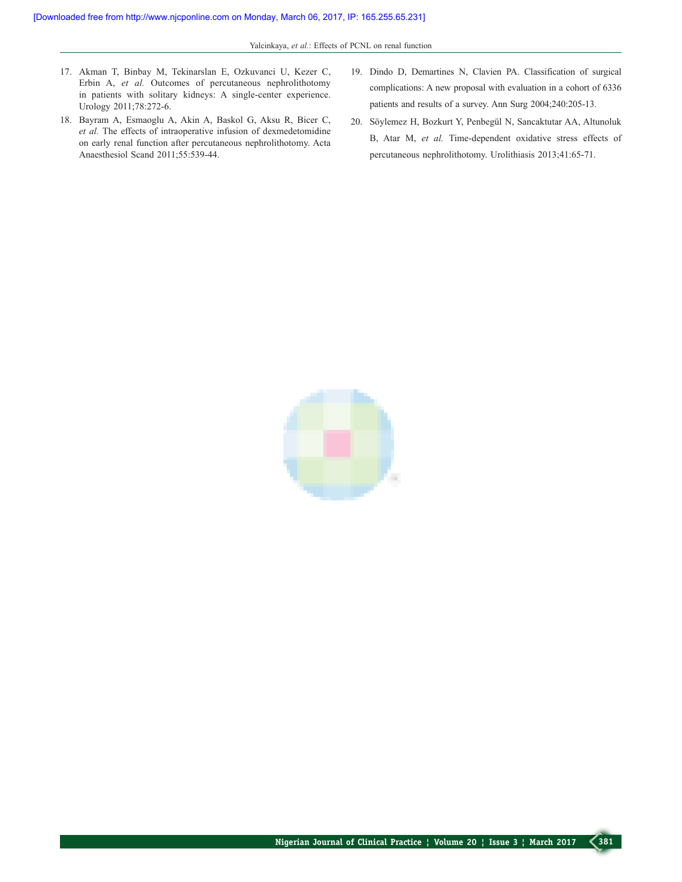17. Akman T, Binbay M, Tekinarslan E, Ozkuvanci U, Kezer C, Erbin A, *et al.* Outcomes of percutaneous nephrolithotomy in patients with solitary kidneys: A single-center experience. Urology 2011;78:272-6.
18. Bayram A, Esmaoglu A, Akin A, Baskol G, Aksu R, Bicer C, *et al.* The effects of intraoperative infusion of dexmedetomidine on early renal function after percutaneous nephrolithotomy. Acta Anaesthesiol Scand 2011;55:539-44.
19. Dindo D, Demartines N, Clavien PA. Classification of surgical complications: A new proposal with evaluation in a cohort of 6336 patients and results of a survey. Ann Surg 2004;240:205-13.
20. Söylemez H, Bozkurt Y, Penbegül N, Sancaktutar AA, Altunoluk B, Atar M, *et al.* Time-dependent oxidative stress effects of percutaneous nephrolithotomy. Urolithiasis 2013;41:65-71.